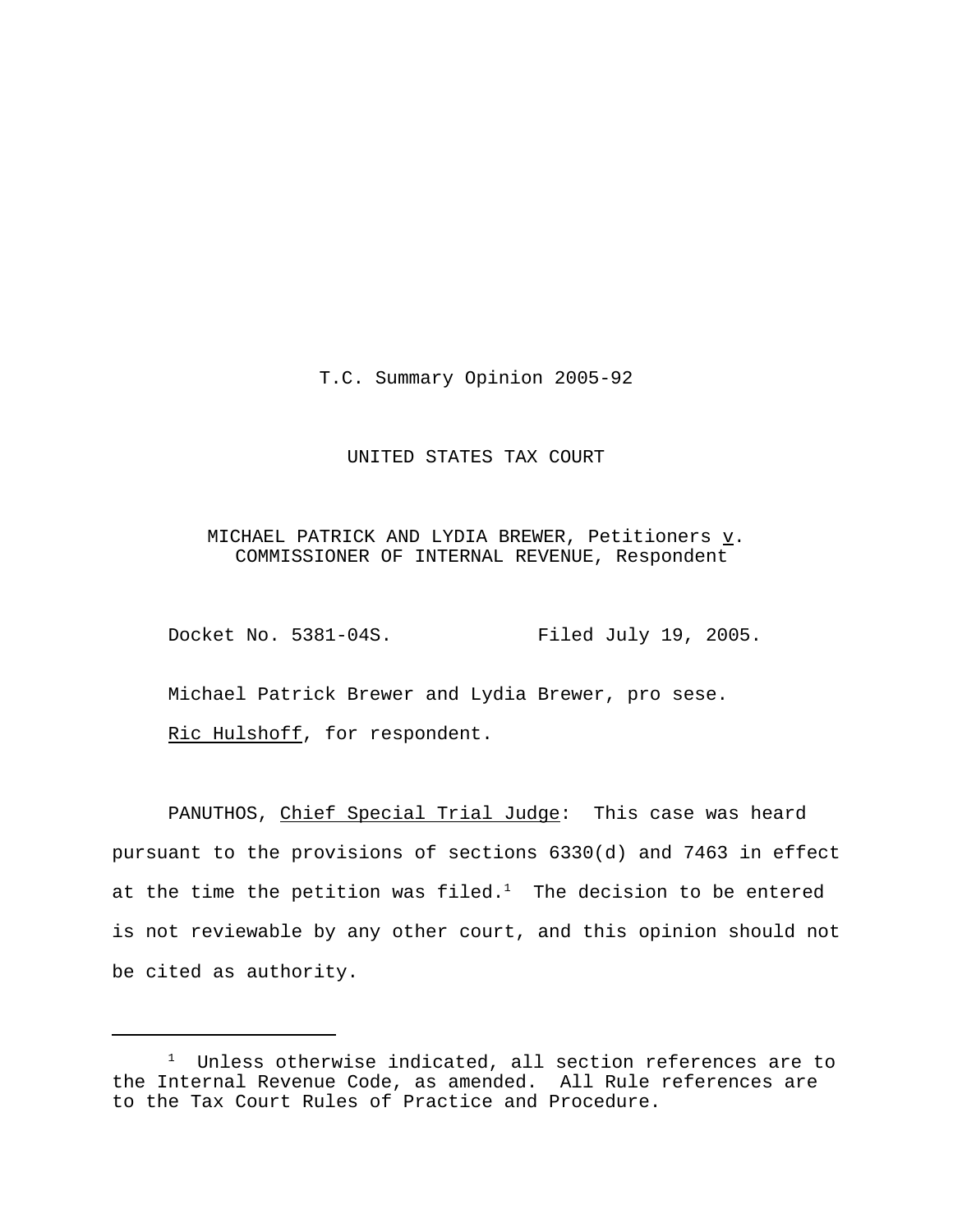T.C. Summary Opinion 2005-92

UNITED STATES TAX COURT

MICHAEL PATRICK AND LYDIA BREWER, Petitioners v. COMMISSIONER OF INTERNAL REVENUE, Respondent

Docket No. 5381-04S. Filed July 19, 2005.

Michael Patrick Brewer and Lydia Brewer, pro sese.

Ric Hulshoff, for respondent.

PANUTHOS, Chief Special Trial Judge: This case was heard pursuant to the provisions of sections 6330(d) and 7463 in effect at the time the petition was filed.[1] The decision to be entered is not reviewable by any other court, and this opinion should not be cited as authority.

---

[1] Unless otherwise indicated, all section references are to the Internal Revenue Code, as amended. All Rule references are to the Tax Court Rules of Practice and Procedure.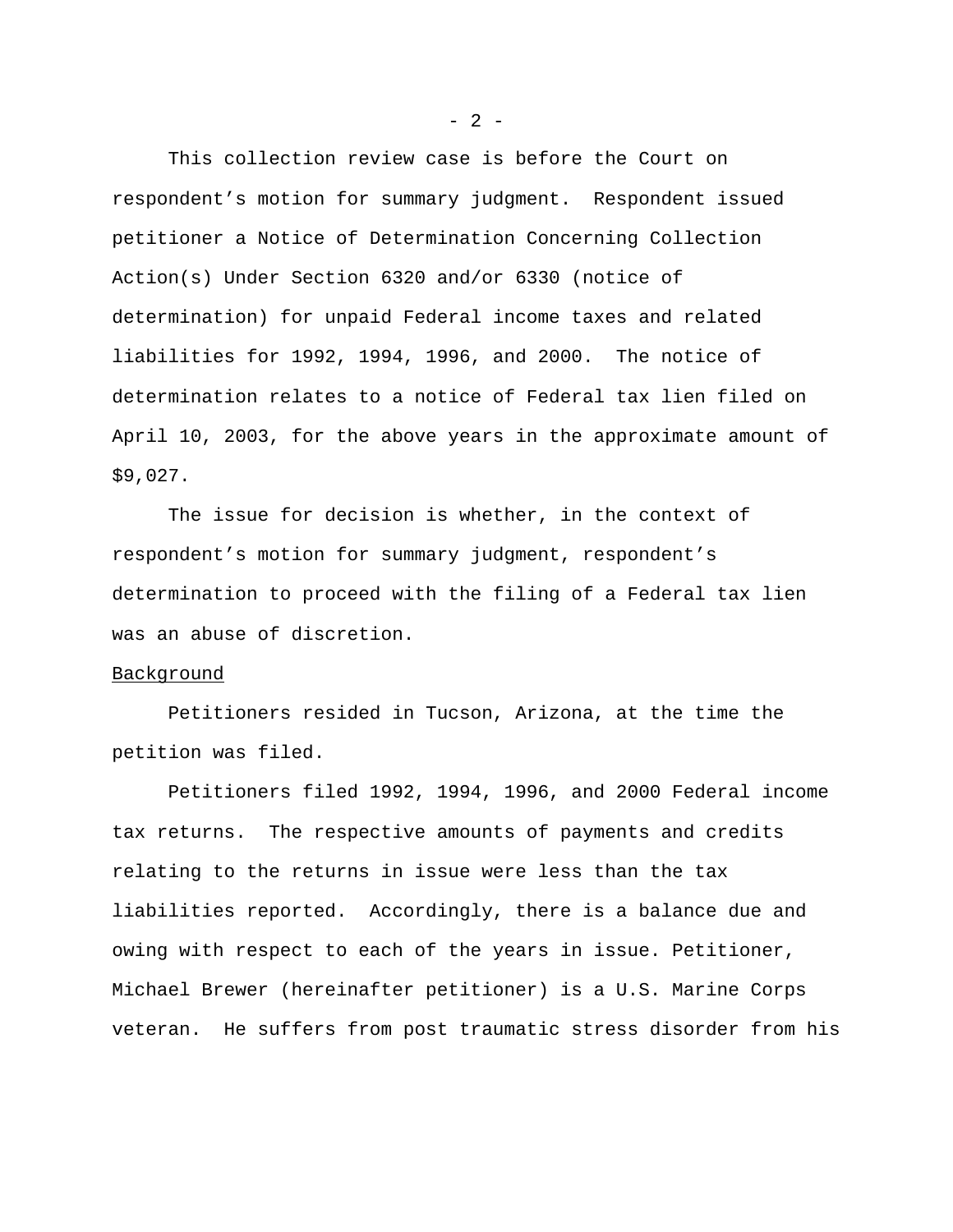This collection review case is before the Court on respondent's motion for summary judgment. Respondent issued petitioner a Notice of Determination Concerning Collection Action(s) Under Section 6320 and/or 6330 (notice of determination) for unpaid Federal income taxes and related liabilities for 1992, 1994, 1996, and 2000. The notice of determination relates to a notice of Federal tax lien filed on April 10, 2003, for the above years in the approximate amount of $9,027.

The issue for decision is whether, in the context of respondent's motion for summary judgment, respondent's determination to proceed with the filing of a Federal tax lien was an abuse of discretion.

<u>Background</u>

Petitioners resided in Tucson, Arizona, at the time the petition was filed.

Petitioners filed 1992, 1994, 1996, and 2000 Federal income tax returns. The respective amounts of payments and credits relating to the returns in issue were less than the tax liabilities reported. Accordingly, there is a balance due and owing with respect to each of the years in issue. Petitioner, Michael Brewer (hereinafter petitioner) is a U.S. Marine Corps veteran. He suffers from post traumatic stress disorder from his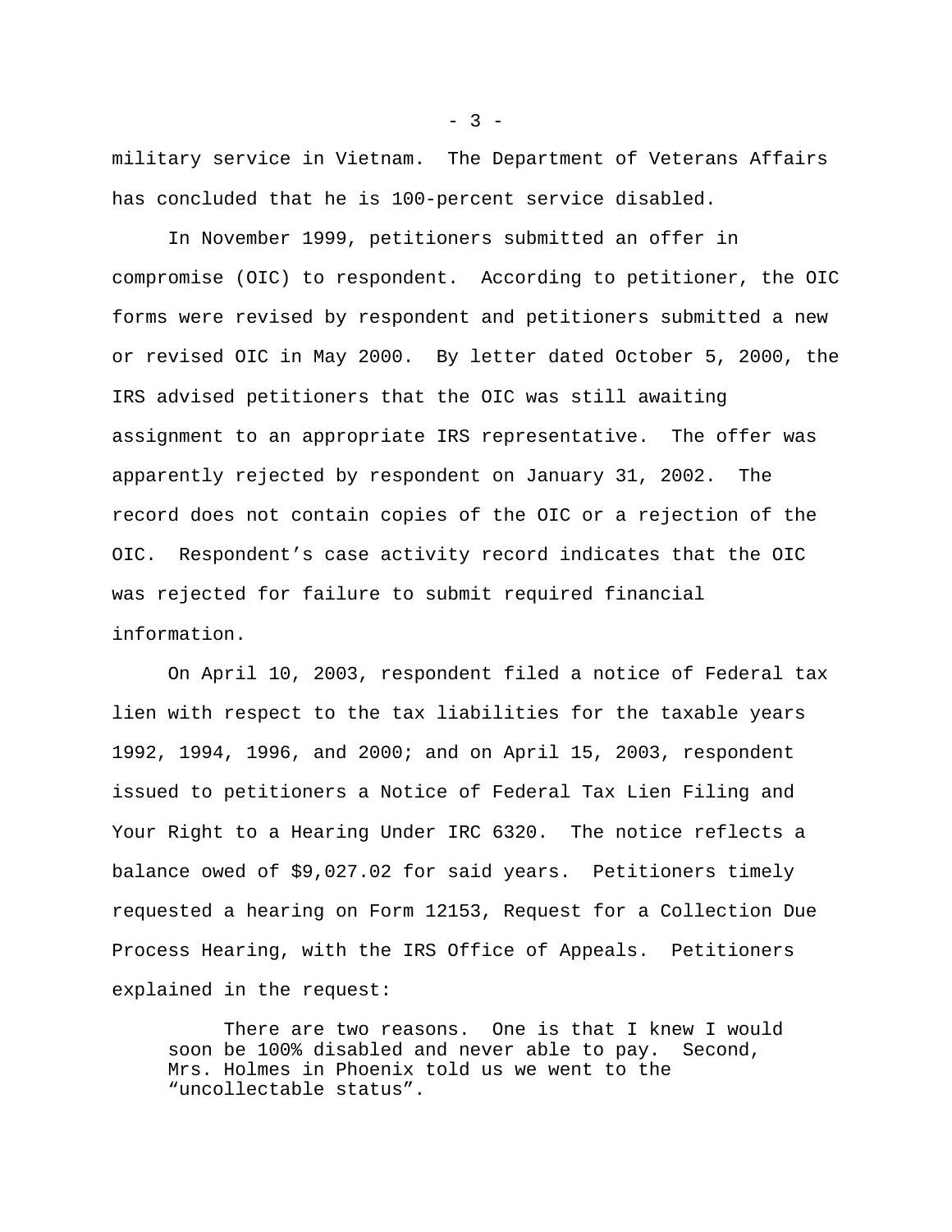military service in Vietnam. The Department of Veterans Affairs has concluded that he is 100-percent service disabled.

In November 1999, petitioners submitted an offer in compromise (OIC) to respondent. According to petitioner, the OIC forms were revised by respondent and petitioners submitted a new or revised OIC in May 2000. By letter dated October 5, 2000, the IRS advised petitioners that the OIC was still awaiting assignment to an appropriate IRS representative. The offer was apparently rejected by respondent on January 31, 2002. The record does not contain copies of the OIC or a rejection of the OIC. Respondent's case activity record indicates that the OIC was rejected for failure to submit required financial information.

On April 10, 2003, respondent filed a notice of Federal tax lien with respect to the tax liabilities for the taxable years 1992, 1994, 1996, and 2000; and on April 15, 2003, respondent issued to petitioners a Notice of Federal Tax Lien Filing and Your Right to a Hearing Under IRC 6320. The notice reflects a balance owed of $9,027.02 for said years. Petitioners timely requested a hearing on Form 12153, Request for a Collection Due Process Hearing, with the IRS Office of Appeals. Petitioners explained in the request:

> There are two reasons. One is that I knew I would soon be 100% disabled and never able to pay. Second, Mrs. Holmes in Phoenix told us we went to the "uncollectable status".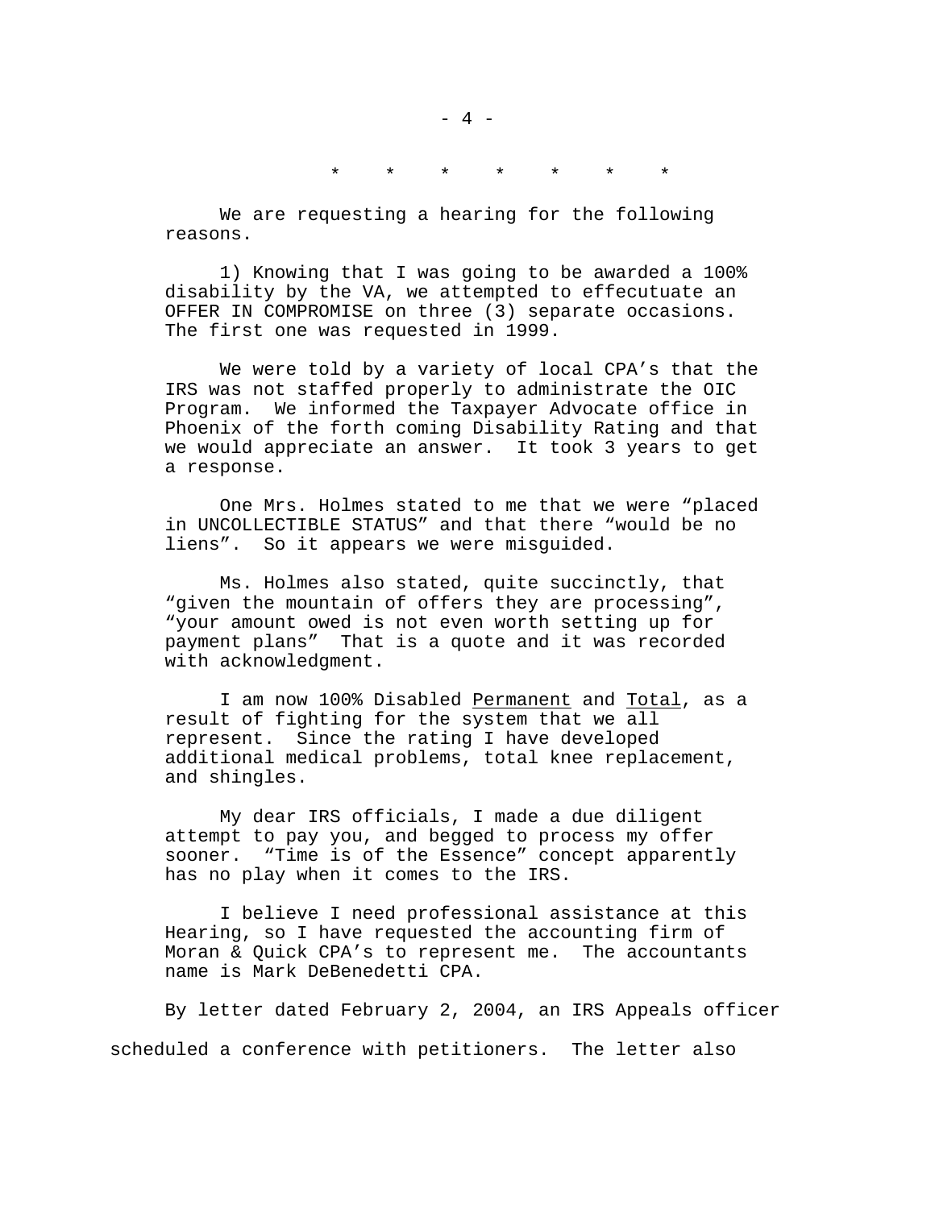\*     \*     \*     \*     \*     \*     \*

We are requesting a hearing for the following reasons.

1) Knowing that I was going to be awarded a 100% disability by the VA, we attempted to effecutuate an OFFER IN COMPROMISE on three (3) separate occasions. The first one was requested in 1999.

We were told by a variety of local CPA's that the IRS was not staffed properly to administrate the OIC Program. We informed the Taxpayer Advocate office in Phoenix of the forth coming Disability Rating and that we would appreciate an answer. It took 3 years to get a response.

One Mrs. Holmes stated to me that we were "placed in UNCOLLECTIBLE STATUS" and that there "would be no liens". So it appears we were misguided.

Ms. Holmes also stated, quite succinctly, that "given the mountain of offers they are processing", "your amount owed is not even worth setting up for payment plans" That is a quote and it was recorded with acknowledgment.

I am now 100% Disabled <u>Permanent</u> and <u>Total</u>, as a result of fighting for the system that we all represent. Since the rating I have developed additional medical problems, total knee replacement, and shingles.

My dear IRS officials, I made a due diligent attempt to pay you, and begged to process my offer sooner. "Time is of the Essence" concept apparently has no play when it comes to the IRS.

I believe I need professional assistance at this Hearing, so I have requested the accounting firm of Moran & Quick CPA's to represent me. The accountants name is Mark DeBenedetti CPA.

By letter dated February 2, 2004, an IRS Appeals officer scheduled a conference with petitioners. The letter also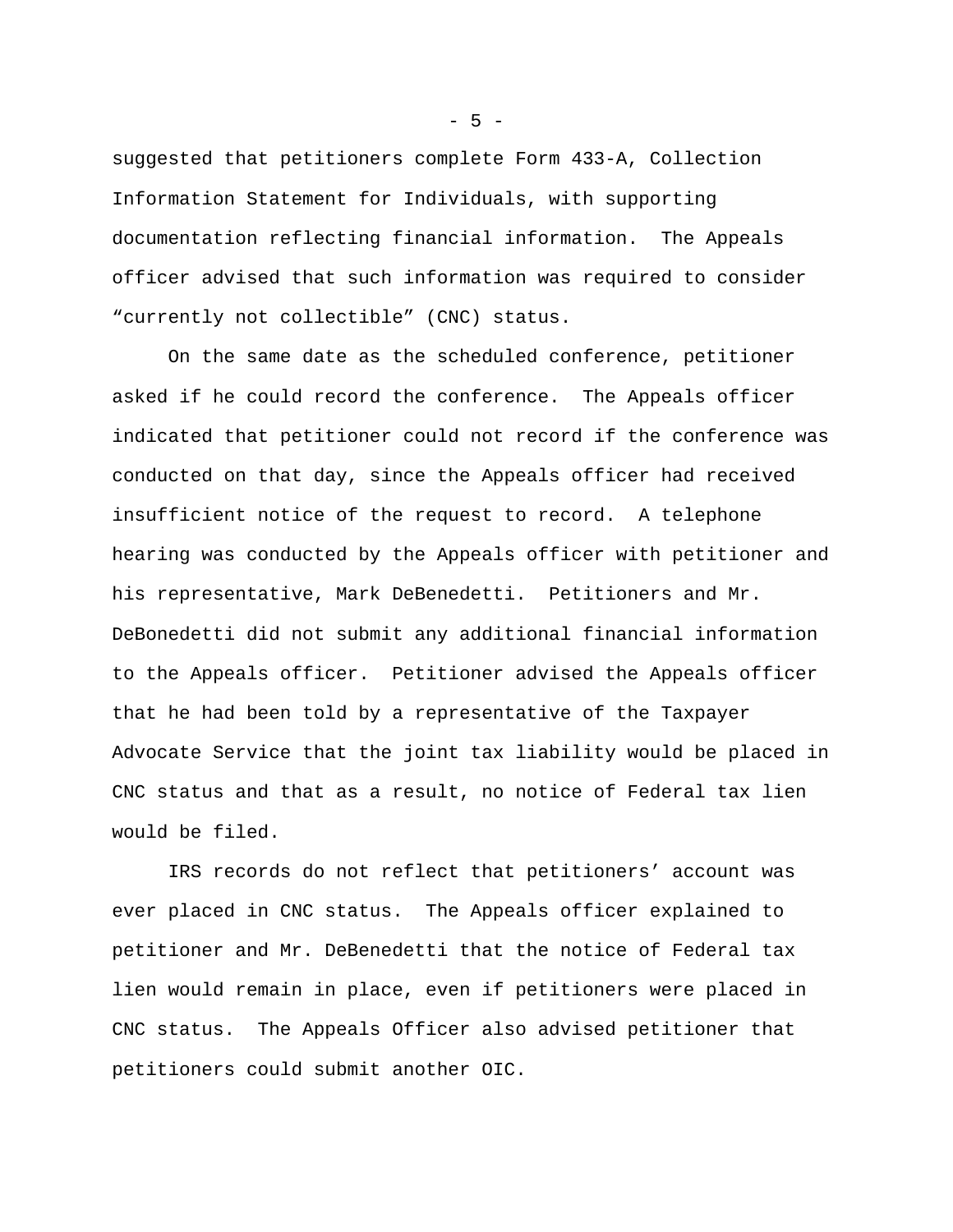suggested that petitioners complete Form 433-A, Collection Information Statement for Individuals, with supporting documentation reflecting financial information. The Appeals officer advised that such information was required to consider "currently not collectible" (CNC) status.

On the same date as the scheduled conference, petitioner asked if he could record the conference. The Appeals officer indicated that petitioner could not record if the conference was conducted on that day, since the Appeals officer had received insufficient notice of the request to record. A telephone hearing was conducted by the Appeals officer with petitioner and his representative, Mark DeBenedetti. Petitioners and Mr. DeBonedetti did not submit any additional financial information to the Appeals officer. Petitioner advised the Appeals officer that he had been told by a representative of the Taxpayer Advocate Service that the joint tax liability would be placed in CNC status and that as a result, no notice of Federal tax lien would be filed.

IRS records do not reflect that petitioners' account was ever placed in CNC status. The Appeals officer explained to petitioner and Mr. DeBenedetti that the notice of Federal tax lien would remain in place, even if petitioners were placed in CNC status. The Appeals Officer also advised petitioner that petitioners could submit another OIC.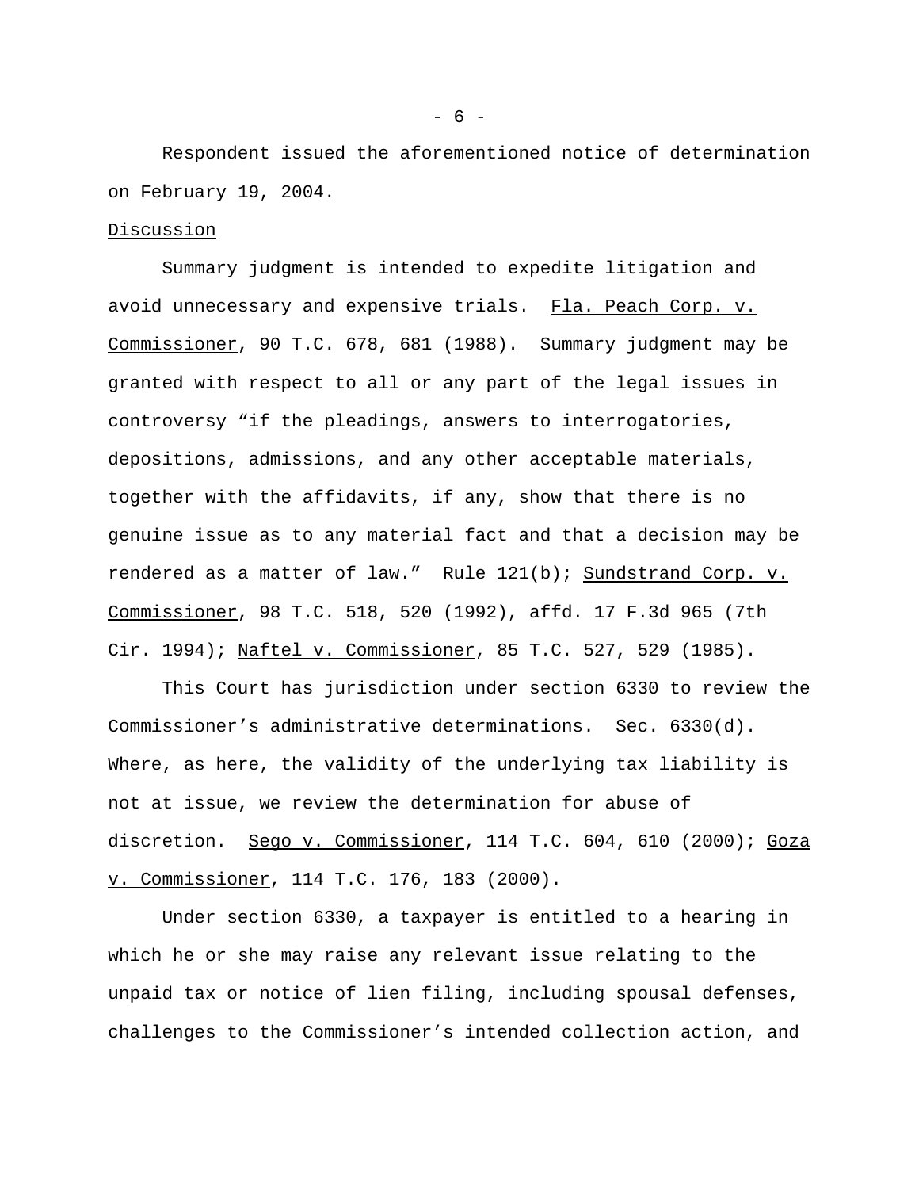Respondent issued the aforementioned notice of determination on February 19, 2004.

Discussion

Summary judgment is intended to expedite litigation and avoid unnecessary and expensive trials. Fla. Peach Corp. v. Commissioner, 90 T.C. 678, 681 (1988). Summary judgment may be granted with respect to all or any part of the legal issues in controversy "if the pleadings, answers to interrogatories, depositions, admissions, and any other acceptable materials, together with the affidavits, if any, show that there is no genuine issue as to any material fact and that a decision may be rendered as a matter of law." Rule 121(b); Sundstrand Corp. v. Commissioner, 98 T.C. 518, 520 (1992), affd. 17 F.3d 965 (7th Cir. 1994); Naftel v. Commissioner, 85 T.C. 527, 529 (1985).

This Court has jurisdiction under section 6330 to review the Commissioner's administrative determinations. Sec. 6330(d). Where, as here, the validity of the underlying tax liability is not at issue, we review the determination for abuse of discretion. Sego v. Commissioner, 114 T.C. 604, 610 (2000); Goza v. Commissioner, 114 T.C. 176, 183 (2000).

Under section 6330, a taxpayer is entitled to a hearing in which he or she may raise any relevant issue relating to the unpaid tax or notice of lien filing, including spousal defenses, challenges to the Commissioner's intended collection action, and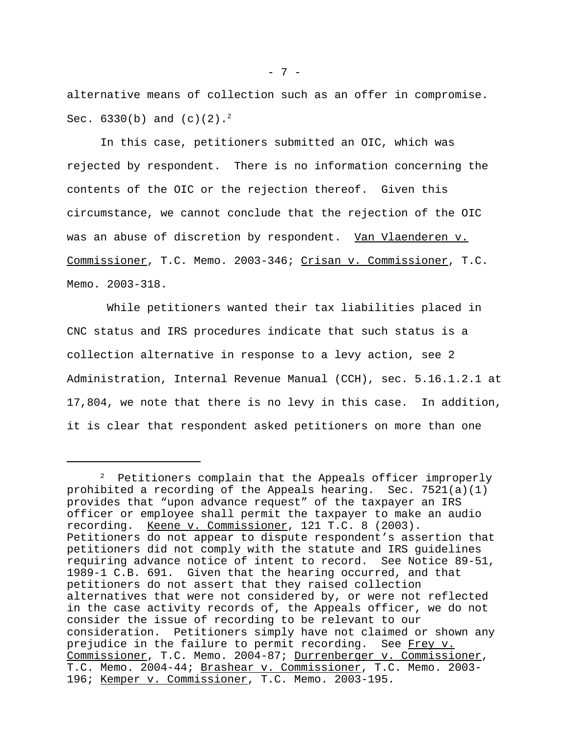alternative means of collection such as an offer in compromise. Sec. 6330(b) and (c)(2).[2]

In this case, petitioners submitted an OIC, which was rejected by respondent. There is no information concerning the contents of the OIC or the rejection thereof. Given this circumstance, we cannot conclude that the rejection of the OIC was an abuse of discretion by respondent. Van Vlaenderen v. Commissioner, T.C. Memo. 2003-346; Crisan v. Commissioner, T.C. Memo. 2003-318.

While petitioners wanted their tax liabilities placed in CNC status and IRS procedures indicate that such status is a collection alternative in response to a levy action, see 2 Administration, Internal Revenue Manual (CCH), sec. 5.16.1.2.1 at 17,804, we note that there is no levy in this case. In addition, it is clear that respondent asked petitioners on more than one

---

[2] Petitioners complain that the Appeals officer improperly prohibited a recording of the Appeals hearing. Sec. 7521(a)(1) provides that "upon advance request" of the taxpayer an IRS officer or employee shall permit the taxpayer to make an audio recording. Keene v. Commissioner, 121 T.C. 8 (2003). Petitioners do not appear to dispute respondent's assertion that petitioners did not comply with the statute and IRS guidelines requiring advance notice of intent to record. See Notice 89-51, 1989-1 C.B. 691. Given that the hearing occurred, and that petitioners do not assert that they raised collection alternatives that were not considered by, or were not reflected in the case activity records of, the Appeals officer, we do not consider the issue of recording to be relevant to our consideration. Petitioners simply have not claimed or shown any prejudice in the failure to permit recording. See Frey v. Commissioner, T.C. Memo. 2004-87; Durrenberger v. Commissioner, T.C. Memo. 2004-44; Brashear v. Commissioner, T.C. Memo. 2003-196; Kemper v. Commissioner, T.C. Memo. 2003-195.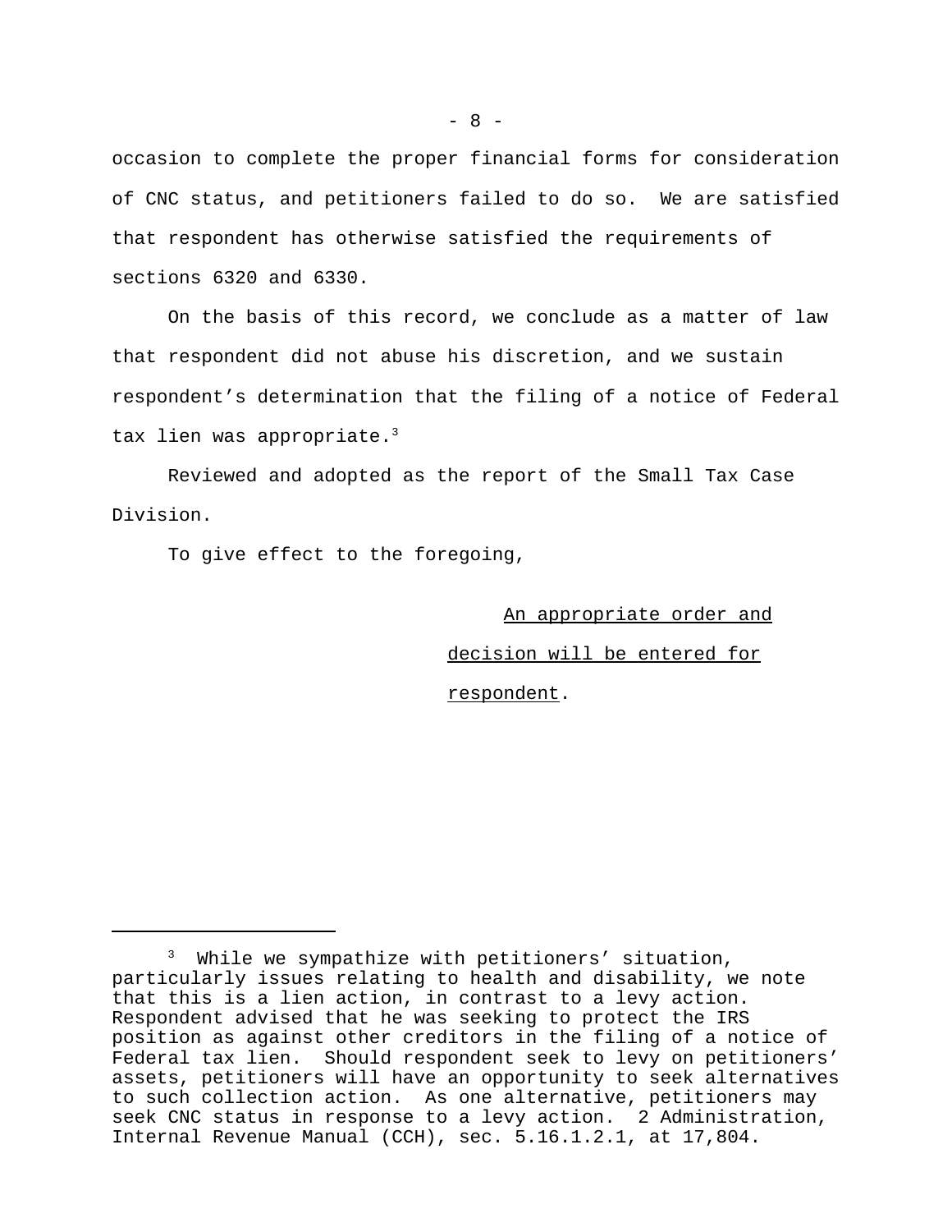occasion to complete the proper financial forms for consideration of CNC status, and petitioners failed to do so. We are satisfied that respondent has otherwise satisfied the requirements of sections 6320 and 6330.

On the basis of this record, we conclude as a matter of law that respondent did not abuse his discretion, and we sustain respondent's determination that the filing of a notice of Federal tax lien was appropriate.[3]

Reviewed and adopted as the report of the Small Tax Case Division.

To give effect to the foregoing,

An appropriate order and decision will be entered for respondent.

---

[3] While we sympathize with petitioners' situation, particularly issues relating to health and disability, we note that this is a lien action, in contrast to a levy action. Respondent advised that he was seeking to protect the IRS position as against other creditors in the filing of a notice of Federal tax lien. Should respondent seek to levy on petitioners' assets, petitioners will have an opportunity to seek alternatives to such collection action. As one alternative, petitioners may seek CNC status in response to a levy action. 2 Administration, Internal Revenue Manual (CCH), sec. 5.16.1.2.1, at 17,804.